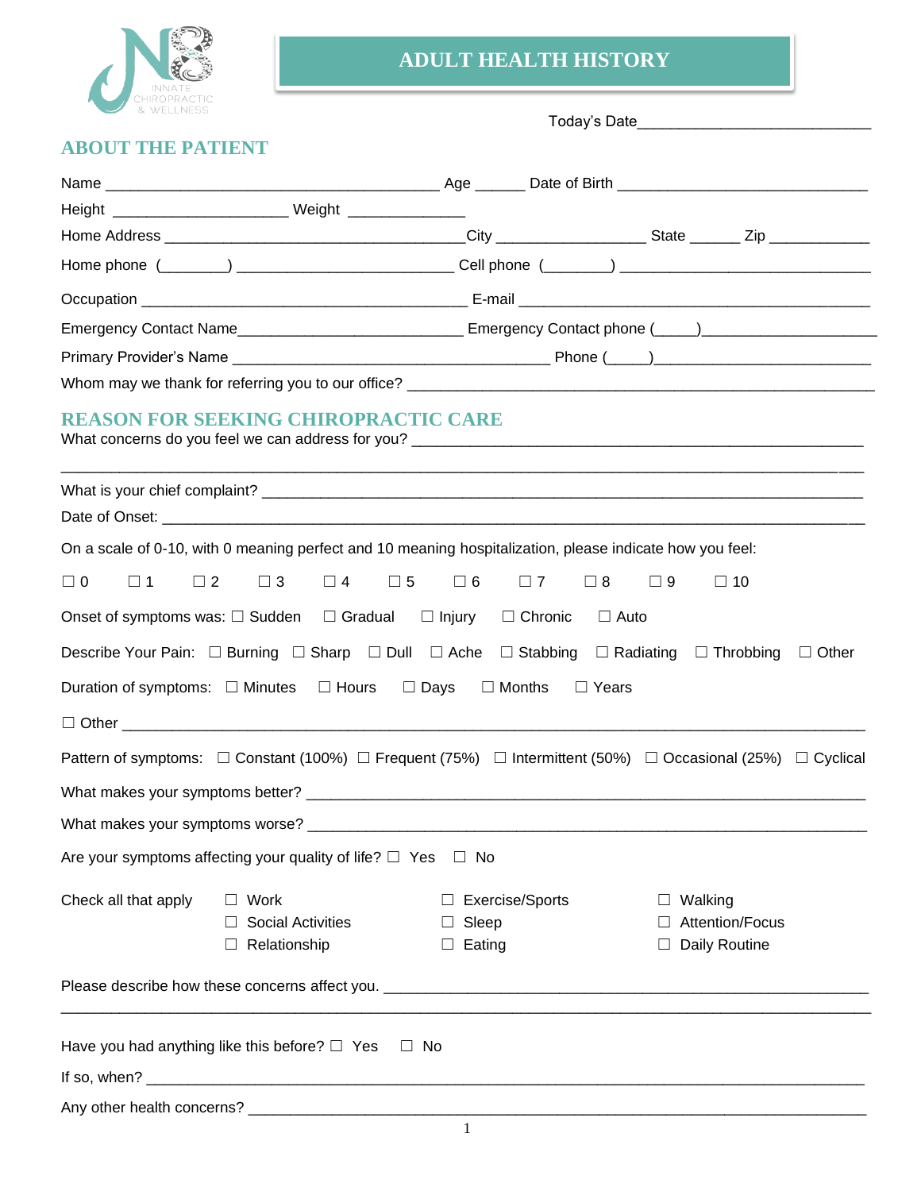INNATE CHIROPRACTIC & WELLNESS

# ADULT HEALTH HISTORY

Today's Date___________________________

## ABOUT THE PATIENT

Name ________________________________________ Age ______ Date of Birth ______________________________

Height ____________________ Weight ______________

Home Address ___________________________________City _________________ State ______ Zip ___________

Home phone (_______) _________________________ Cell phone (_______) ______________________________

Occupation ______________________________________ E-mail ________________________________________

Emergency Contact Name__________________________ Emergency Contact phone (_____)____________________

Primary Provider's Name ____________________________________ Phone (_____)_________________________

Whom may we thank for referring you to our office? ________________________________________________

## REASON FOR SEEKING CHIROPRACTIC CARE

What concerns do you feel we can address for you? _______________________________________________

_____________________________________________________________________________________________

What is your chief complaint? ________________________________________________________________

Date of Onset: _______________________________________________________________________________

On a scale of 0-10, with 0 meaning perfect and 10 meaning hospitalization, please indicate how you feel:

☐ 0 ☐ 1 ☐ 2 ☐ 3 ☐ 4 ☐ 5 ☐ 6 ☐ 7 ☐ 8 ☐ 9 ☐ 10

Onset of symptoms was: ☐ Sudden ☐ Gradual ☐ Injury ☐ Chronic ☐ Auto

Describe Your Pain: ☐ Burning ☐ Sharp ☐ Dull ☐ Ache ☐ Stabbing ☐ Radiating ☐ Throbbing ☐ Other

Duration of symptoms: ☐ Minutes ☐ Hours ☐ Days ☐ Months ☐ Years

☐ Other ______________________________________________________________________________________

Pattern of symptoms: ☐ Constant (100%) ☐ Frequent (75%) ☐ Intermittent (50%) ☐ Occasional (25%) ☐ Cyclical

What makes your symptoms better? _____________________________________________________________

What makes your symptoms worse? _____________________________________________________________

Are your symptoms affecting your quality of life? ☐ Yes ☐ No

Check all that apply

☐ Work ☐ Exercise/Sports ☐ Walking
☐ Social Activities ☐ Sleep ☐ Attention/Focus
☐ Relationship ☐ Eating ☐ Daily Routine

Please describe how these concerns affect you. ___________________________________________________

_____________________________________________________________________________________________

Have you had anything like this before? ☐ Yes ☐ No

If so, when? _________________________________________________________________________________

Any other health concerns? __________________________________________________________________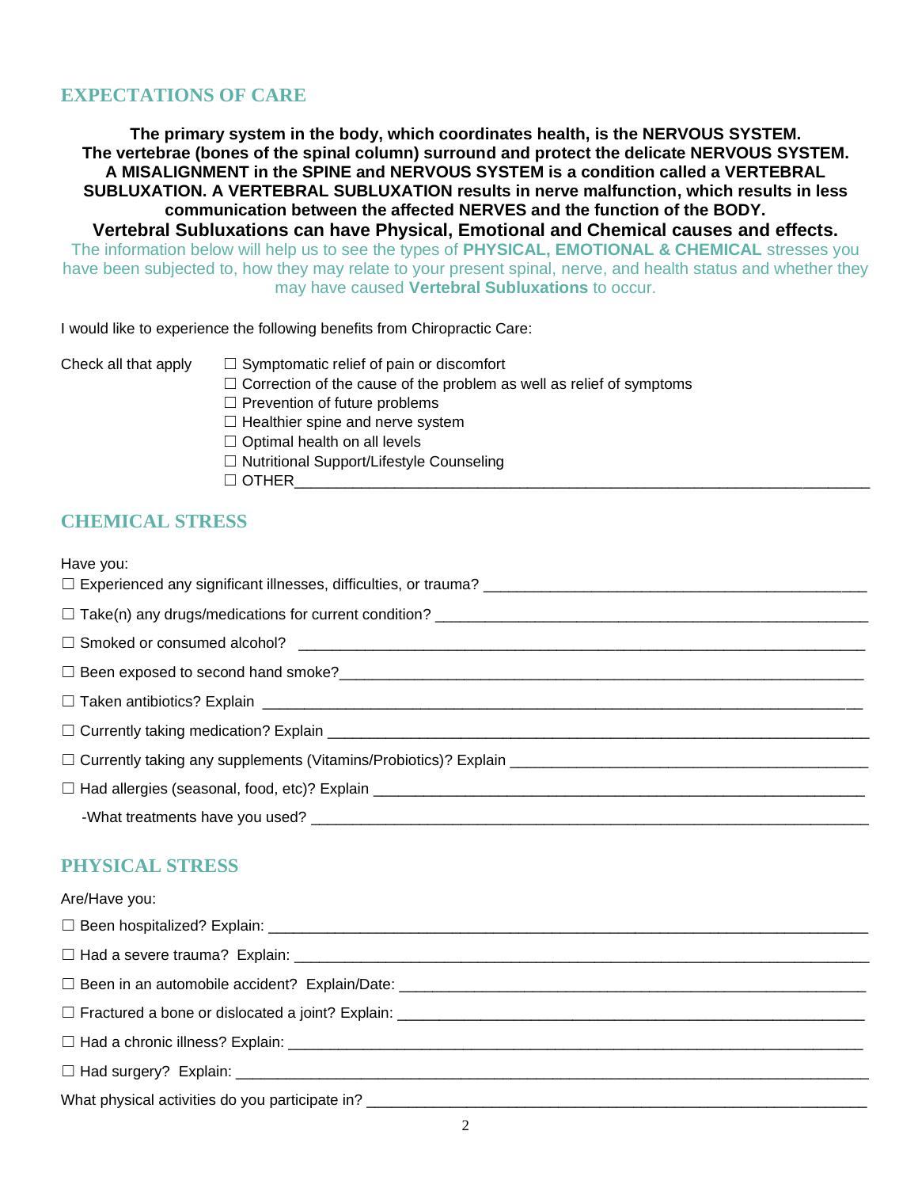## EXPECTATIONS OF CARE

**The primary system in the body, which coordinates health, is the NERVOUS SYSTEM.
The vertebrae (bones of the spinal column) surround and protect the delicate NERVOUS SYSTEM.
A MISALIGNMENT in the SPINE and NERVOUS SYSTEM is a condition called a VERTEBRAL SUBLUXATION. A VERTEBRAL SUBLUXATION results in nerve malfunction, which results in less communication between the affected NERVES and the function of the BODY.
Vertebral Subluxations can have Physical, Emotional and Chemical causes and effects.**

The information below will help us to see the types of **PHYSICAL, EMOTIONAL & CHEMICAL** stresses you have been subjected to, how they may relate to your present spinal, nerve, and health status and whether they may have caused **Vertebral Subluxations** to occur.

I would like to experience the following benefits from Chiropractic Care:

Check all that apply

☐ Symptomatic relief of pain or discomfort
☐ Correction of the cause of the problem as well as relief of symptoms
☐ Prevention of future problems
☐ Healthier spine and nerve system
☐ Optimal health on all levels
☐ Nutritional Support/Lifestyle Counseling
☐ OTHER_______________________________________________________________

## CHEMICAL STRESS

Have you:

☐ Experienced any significant illnesses, difficulties, or trauma? ___________________________________

☐ Take(n) any drugs/medications for current condition? ______________________________________

☐ Smoked or consumed alcohol? ______________________________________________________

☐ Been exposed to second hand smoke?_________________________________________________

☐ Taken antibiotics? Explain _________________________________________________________

☐ Currently taking medication? Explain _________________________________________________

☐ Currently taking any supplements (Vitamins/Probiotics)? Explain ____________________________

☐ Had allergies (seasonal, food, etc)? Explain ____________________________________________

-What treatments have you used? _____________________________________________________

## PHYSICAL STRESS

Are/Have you:

☐ Been hospitalized? Explain: ________________________________________________________

☐ Had a severe trauma? Explain: ______________________________________________________

☐ Been in an automobile accident? Explain/Date: _________________________________________

☐ Fractured a bone or dislocated a joint? Explain: _________________________________________

☐ Had a chronic illness? Explain: _____________________________________________________

☐ Had surgery? Explain: ___________________________________________________________

What physical activities do you participate in? ____________________________________________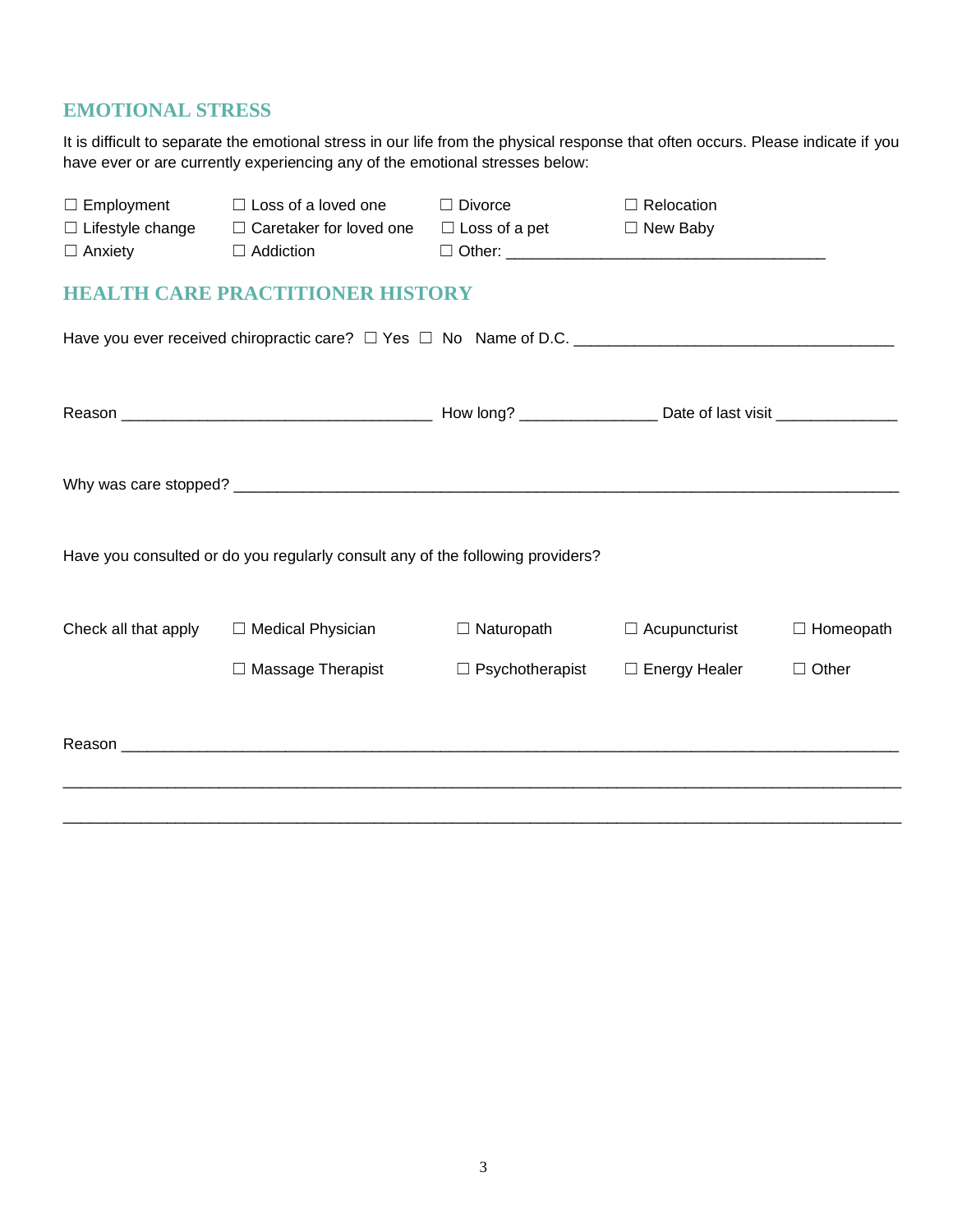## EMOTIONAL STRESS

It is difficult to separate the emotional stress in our life from the physical response that often occurs. Please indicate if you have ever or are currently experiencing any of the emotional stresses below:

☐ Employment ☐ Loss of a loved one ☐ Divorce ☐ Relocation
☐ Lifestyle change ☐ Caretaker for loved one ☐ Loss of a pet ☐ New Baby
☐ Anxiety ☐ Addiction ☐ Other: ___________________________________

## HEALTH CARE PRACTITIONER HISTORY

Have you ever received chiropractic care? ☐ Yes ☐ No Name of D.C. ___________________________________

Reason ___________________________________ How long? _______________ Date of last visit _____________

Why was care stopped? ___________________________________________________________________________

Have you consulted or do you regularly consult any of the following providers?

Check all that apply ☐ Medical Physician ☐ Naturopath ☐ Acupuncturist ☐ Homeopath
☐ Massage Therapist ☐ Psychotherapist ☐ Energy Healer ☐ Other

Reason _________________________________________________________________________________________

_______________________________________________________________________________________________

_______________________________________________________________________________________________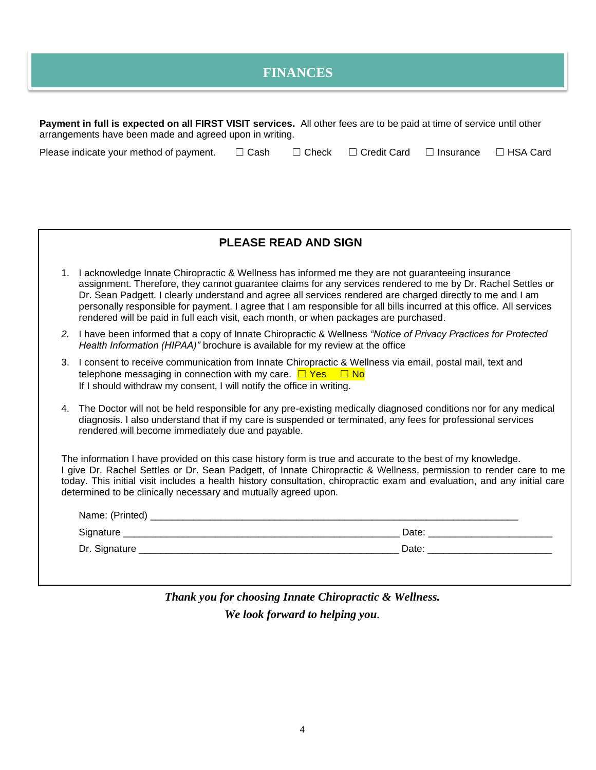# FINANCES

**Payment in full is expected on all FIRST VISIT services.** All other fees are to be paid at time of service until other arrangements have been made and agreed upon in writing.

Please indicate your method of payment. ☐ Cash ☐ Check ☐ Credit Card ☐ Insurance ☐ HSA Card

## PLEASE READ AND SIGN

1. I acknowledge Innate Chiropractic & Wellness has informed me they are not guaranteeing insurance assignment. Therefore, they cannot guarantee claims for any services rendered to me by Dr. Rachel Settles or Dr. Sean Padgett. I clearly understand and agree all services rendered are charged directly to me and I am personally responsible for payment. I agree that I am responsible for all bills incurred at this office. All services rendered will be paid in full each visit, each month, or when packages are purchased.
2. I have been informed that a copy of Innate Chiropractic & Wellness *"Notice of Privacy Practices for Protected Health Information (HIPAA)"* brochure is available for my review at the office
3. I consent to receive communication from Innate Chiropractic & Wellness via email, postal mail, text and telephone messaging in connection with my care. ☐ Yes ☐ No
   If I should withdraw my consent, I will notify the office in writing.
4. The Doctor will not be held responsible for any pre-existing medically diagnosed conditions nor for any medical diagnosis. I also understand that if my care is suspended or terminated, any fees for professional services rendered will become immediately due and payable.

The information I have provided on this case history form is true and accurate to the best of my knowledge.
I give Dr. Rachel Settles or Dr. Sean Padgett, of Innate Chiropractic & Wellness, permission to render care to me today. This initial visit includes a health history consultation, chiropractic exam and evaluation, and any initial care determined to be clinically necessary and mutually agreed upon.

Name: (Printed) ______________________________________________________________________

Signature ____________________________________________________ Date: _______________________

Dr. Signature ________________________________________________ Date: _______________________

***Thank you for choosing Innate Chiropractic & Wellness.***

***We look forward to helping you.***